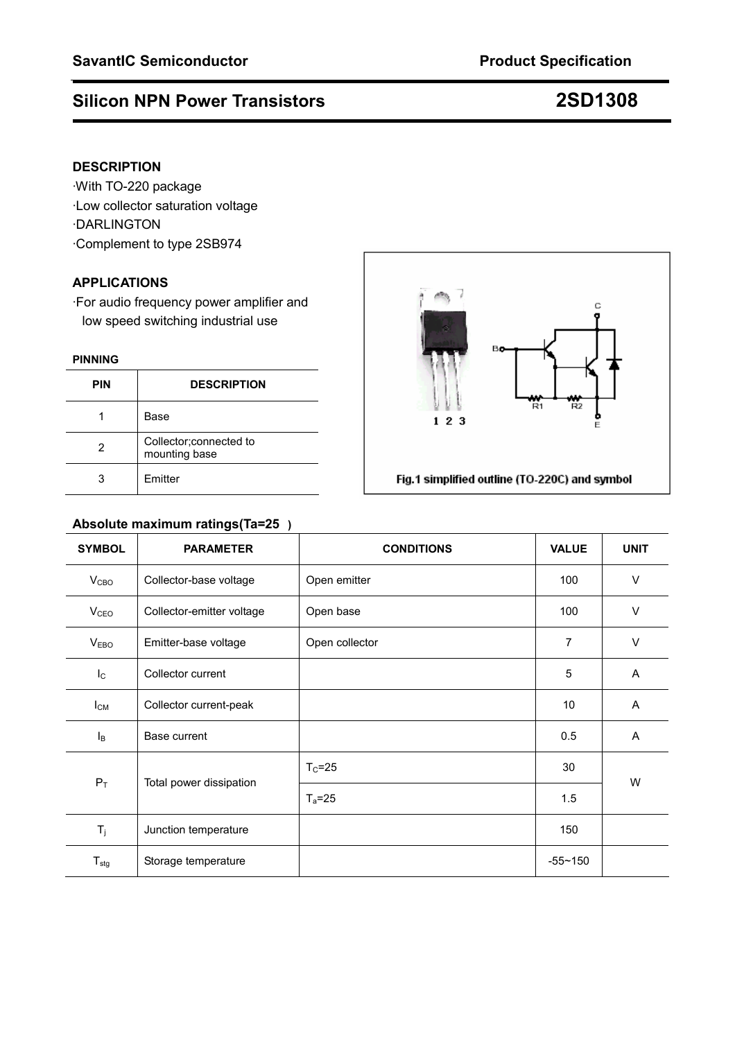SavantIC Semiconductor — Product Specification

# Silicon NPN Power Transistors — 2SD1308

## DESCRIPTION

- With TO-220 package
- Low collector saturation voltage
- DARLINGTON
- Complement to type 2SB974

## APPLICATIONS

- For audio frequency power amplifier and low speed switching industrial use

### PINNING

| PIN | DESCRIPTION |
|---|---|
| 1 | Base |
| 2 | Collector;connected to mounting base |
| 3 | Emitter |

Fig.1 simplified outline (TO-220C) and symbol

## Absolute maximum ratings(Ta=25 )

| SYMBOL | PARAMETER | CONDITIONS | VALUE | UNIT |
|---|---|---|---|---|
| $V_{CBO}$ | Collector-base voltage | Open emitter | 100 | V |
| $V_{CEO}$ | Collector-emitter voltage | Open base | 100 | V |
| $V_{EBO}$ | Emitter-base voltage | Open collector | 7 | V |
| $I_C$ | Collector current | | 5 | A |
| $I_{CM}$ | Collector current-peak | | 10 | A |
| $I_B$ | Base current | | 0.5 | A |
| $P_T$ | Total power dissipation | $T_C$=25 | 30 | W |
| | | $T_a$=25 | 1.5 | |
| $T_j$ | Junction temperature | | 150 | |
| $T_{stg}$ | Storage temperature | | -55~150 | |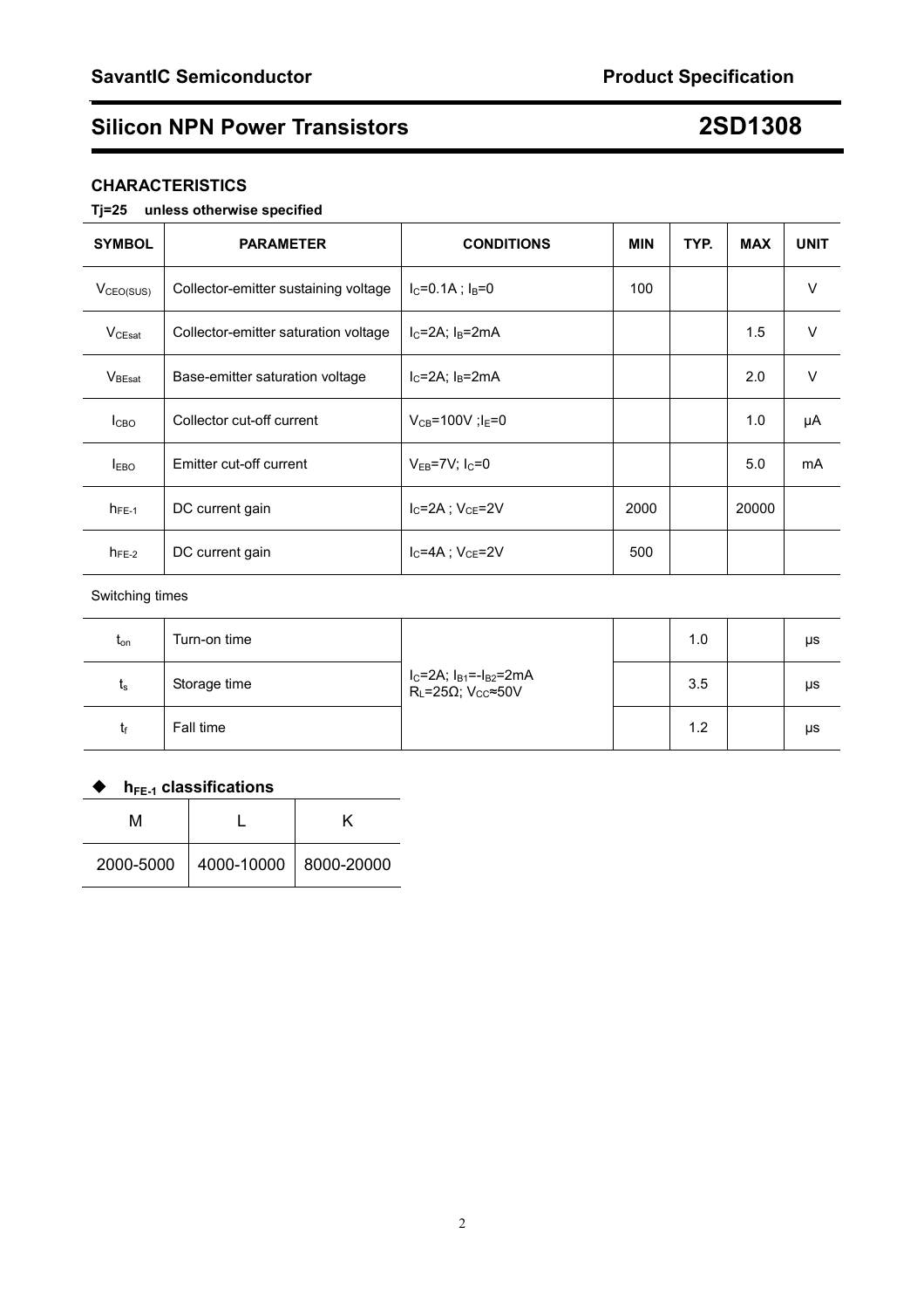## CHARACTERISTICS

**Tj=25 unless otherwise specified**

| SYMBOL | PARAMETER | CONDITIONS | MIN | TYP. | MAX | UNIT |
|---|---|---|---|---|---|---|
| $V_{CEO(SUS)}$ | Collector-emitter sustaining voltage | $I_C$=0.1A ; $I_B$=0 | 100 | | | V |
| $V_{CEsat}$ | Collector-emitter saturation voltage | $I_C$=2A; $I_B$=2mA | | | 1.5 | V |
| $V_{BEsat}$ | Base-emitter saturation voltage | $I_C$=2A; $I_B$=2mA | | | 2.0 | V |
| $I_{CBO}$ | Collector cut-off current | $V_{CB}$=100V ;$I_E$=0 | | | 1.0 | μA |
| $I_{EBO}$ | Emitter cut-off current | $V_{EB}$=7V; $I_C$=0 | | | 5.0 | mA |
| $h_{FE-1}$ | DC current gain | $I_C$=2A ; $V_{CE}$=2V | 2000 | | 20000 | |
| $h_{FE-2}$ | DC current gain | $I_C$=4A ; $V_{CE}$=2V | 500 | | | |
| Switching times | | | | | | |
| $t_{on}$ | Turn-on time | $I_C$=2A; $I_{B1}$=-$I_{B2}$=2mA $R_L$=25Ω; $V_{CC}$≈50V | | 1.0 | | μs |
| $t_s$ | Storage time | | | 3.5 | | μs |
| $t_f$ | Fall time | | | 1.2 | | μs |

◆ **$h_{FE-1}$ classifications**

| M | L | K |
|---|---|---|
| 2000-5000 | 4000-10000 | 8000-20000 |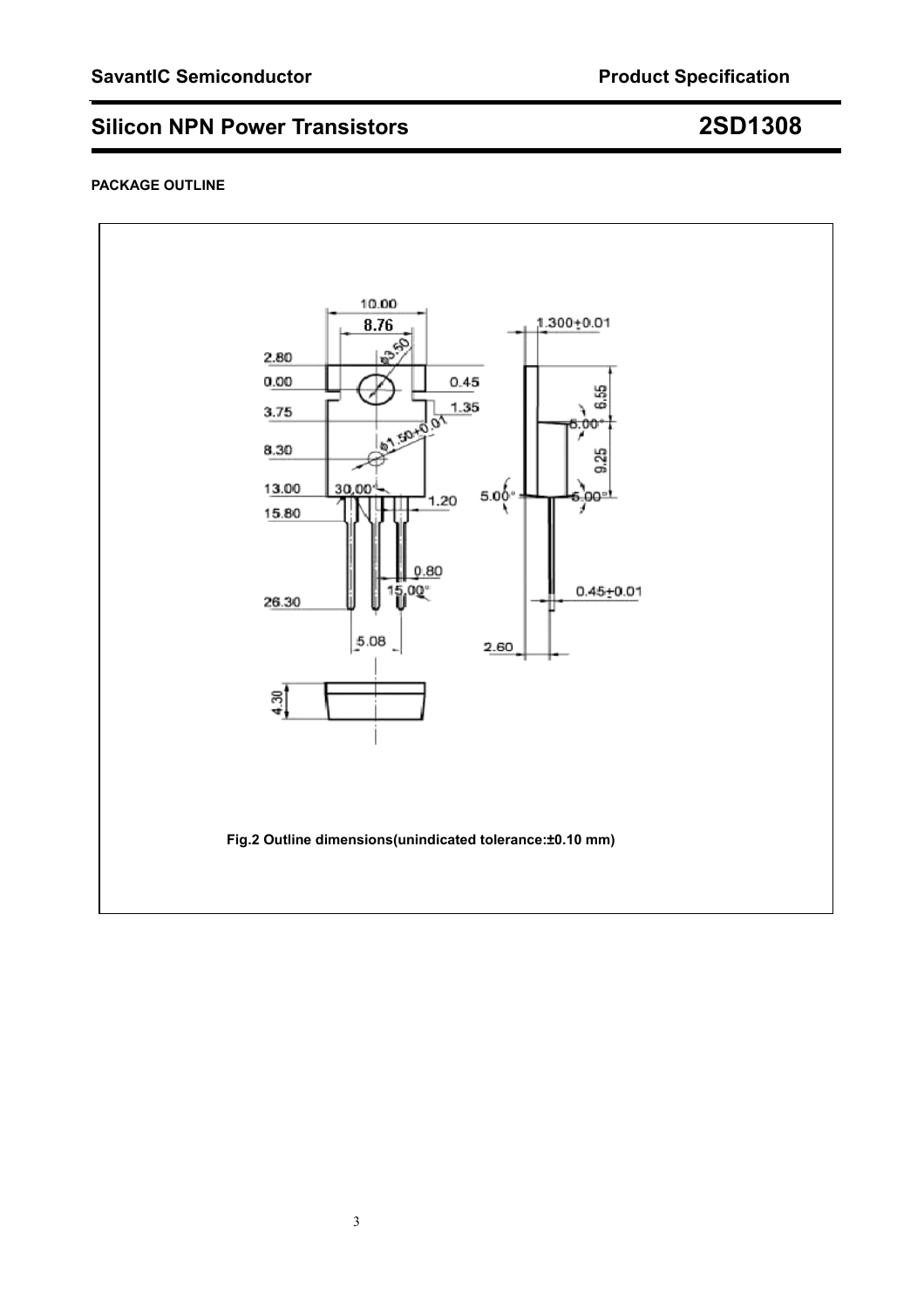## PACKAGE OUTLINE

10.00
8.76
ø3.50
2.80
0.00
0.45
3.75
1.35
ø1.50+0.01
8.30
13.00
30.00°
1.20
15.80
0.80
15.00°
26.30
5.08
4.30
1.300±0.01
6.55
5.00°
9.25
5.00°
5.00°
0.45±0.01
2.60

Fig.2 Outline dimensions(unindicated tolerance:±0.10 mm)